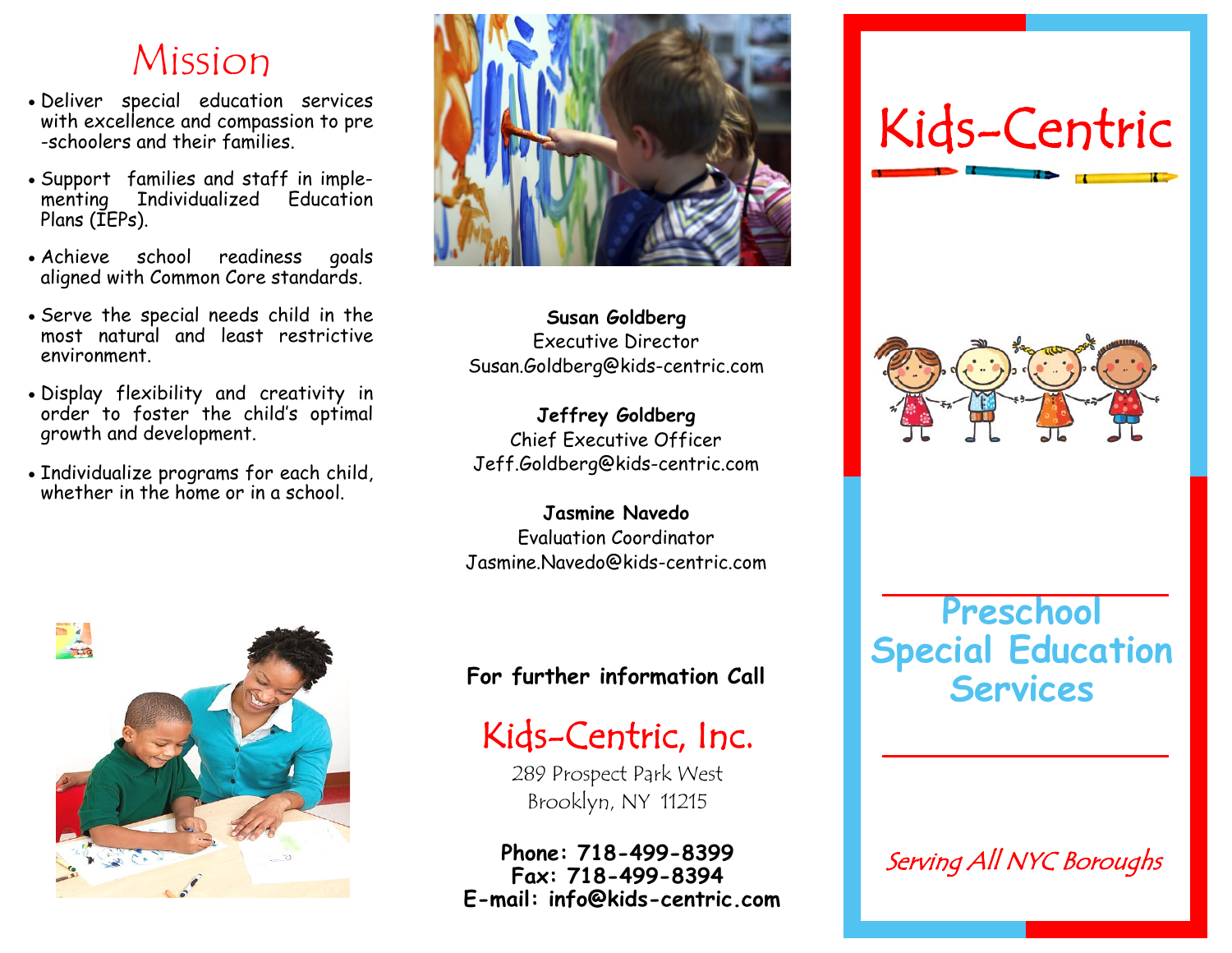# Mission

- Deliver special education services with excellence and compassion to pre-schoolers and their families.
- Support families and staff in implementing Individualized Education Plans (IEPs).
- Achieve school readiness goals aligned with Common Core standards.
- Serve the special needs child in the most natural and least restrictive environment.
- Display flexibility and creativity in order to foster the child's optimal growth and development.
- Individualize programs for each child, whether in the home or in a school.

**Susan Goldberg**
Executive Director
Susan.Goldberg@kids-centric.com

**Jeffrey Goldberg**
Chief Executive Officer
Jeff.Goldberg@kids-centric.com

**Jasmine Navedo**
Evaluation Coordinator
Jasmine.Navedo@kids-centric.com

**For further information Call**

## Kids-Centric, Inc.

289 Prospect Park West
Brooklyn, NY 11215

**Phone: 718-499-8399**
**Fax: 718-499-8394**
**E-mail: info@kids-centric.com**

# Kids-Centric

## Preschool Special Education Services

*Serving All NYC Boroughs*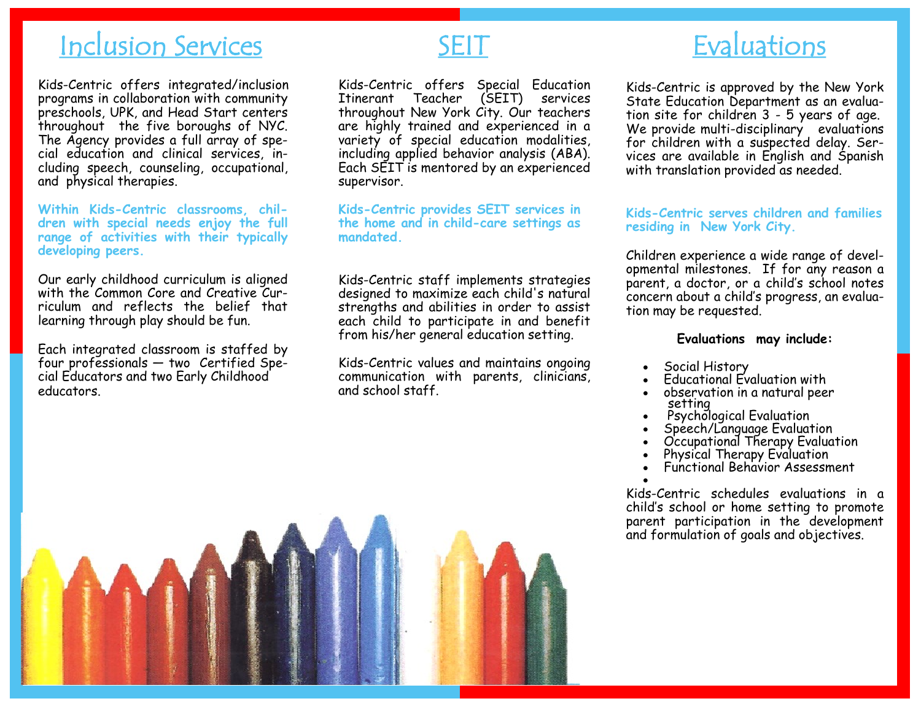## Inclusion Services

Kids-Centric offers integrated/inclusion programs in collaboration with community preschools, UPK, and Head Start centers throughout the five boroughs of NYC. The Agency provides a full array of special education and clinical services, including speech, counseling, occupational, and physical therapies.

**Within Kids-Centric classrooms, children with special needs enjoy the full range of activities with their typically developing peers.**

Our early childhood curriculum is aligned with the Common Core and Creative Curriculum and reflects the belief that learning through play should be fun.

Each integrated classroom is staffed by four professionals — two Certified Special Educators and two Early Childhood educators.

## SEIT

Kids-Centric offers Special Education Itinerant Teacher (SEIT) services throughout New York City. Our teachers are highly trained and experienced in a variety of special education modalities, including applied behavior analysis (ABA). Each SEIT is mentored by an experienced supervisor.

**Kids-Centric provides SEIT services in the home and in child-care settings as mandated.**

Kids-Centric staff implements strategies designed to maximize each child's natural strengths and abilities in order to assist each child to participate in and benefit from his/her general education setting.

Kids-Centric values and maintains ongoing communication with parents, clinicians, and school staff.

## Evaluations

Kids-Centric is approved by the New York State Education Department as an evaluation site for children 3 - 5 years of age. We provide multi-disciplinary evaluations for children with a suspected delay. Services are available in English and Spanish with translation provided as needed.

**Kids-Centric serves children and families residing in New York City.**

Children experience a wide range of developmental milestones. If for any reason a parent, a doctor, or a child's school notes concern about a child's progress, an evaluation may be requested.

**Evaluations may include:**

- Social History
- Educational Evaluation with
- observation in a natural peer setting
- Psychological Evaluation
- Speech/Language Evaluation
- Occupational Therapy Evaluation
- Physical Therapy Evaluation
- Functional Behavior Assessment

Kids-Centric schedules evaluations in a child's school or home setting to promote parent participation in the development and formulation of goals and objectives.